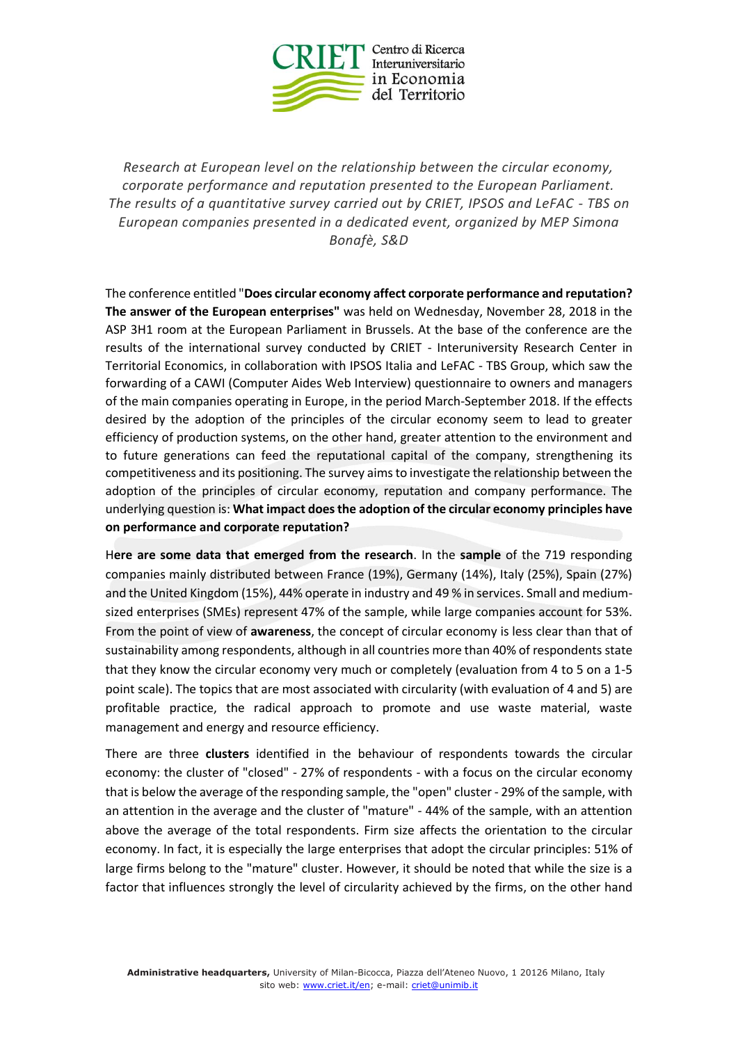*Research at European level on the relationship between the circular economy, corporate performance and reputation presented to the European Parliament. The results of a quantitative survey carried out by CRIET, IPSOS and LeFAC - TBS on European companies presented in a dedicated event, organized by MEP Simona Bonafè, S&D*

The conference entitled "**Does circular economy affect corporate performance and reputation? The answer of the European enterprises"** was held on Wednesday, November 28, 2018 in the ASP 3H1 room at the European Parliament in Brussels. At the base of the conference are the results of the international survey conducted by CRIET - Interuniversity Research Center in Territorial Economics, in collaboration with IPSOS Italia and LeFAC - TBS Group, which saw the forwarding of a CAWI (Computer Aides Web Interview) questionnaire to owners and managers of the main companies operating in Europe, in the period March-September 2018. If the effects desired by the adoption of the principles of the circular economy seem to lead to greater efficiency of production systems, on the other hand, greater attention to the environment and to future generations can feed the reputational capital of the company, strengthening its competitiveness and its positioning. The survey aims to investigate the relationship between the adoption of the principles of circular economy, reputation and company performance. The underlying question is: **What impact does the adoption of the circular economy principles have on performance and corporate reputation?**

H**ere are some data that emerged from the research**. In the **sample** of the 719 responding companies mainly distributed between France (19%), Germany (14%), Italy (25%), Spain (27%) and the United Kingdom (15%), 44% operate in industry and 49 % in services. Small and medium-sized enterprises (SMEs) represent 47% of the sample, while large companies account for 53%. From the point of view of **awareness**, the concept of circular economy is less clear than that of sustainability among respondents, although in all countries more than 40% of respondents state that they know the circular economy very much or completely (evaluation from 4 to 5 on a 1-5 point scale). The topics that are most associated with circularity (with evaluation of 4 and 5) are profitable practice, the radical approach to promote and use waste material, waste management and energy and resource efficiency.

There are three **clusters** identified in the behaviour of respondents towards the circular economy: the cluster of "closed" - 27% of respondents - with a focus on the circular economy that is below the average of the responding sample, the "open" cluster - 29% of the sample, with an attention in the average and the cluster of "mature" - 44% of the sample, with an attention above the average of the total respondents. Firm size affects the orientation to the circular economy. In fact, it is especially the large enterprises that adopt the circular principles: 51% of large firms belong to the "mature" cluster. However, it should be noted that while the size is a factor that influences strongly the level of circularity achieved by the firms, on the other hand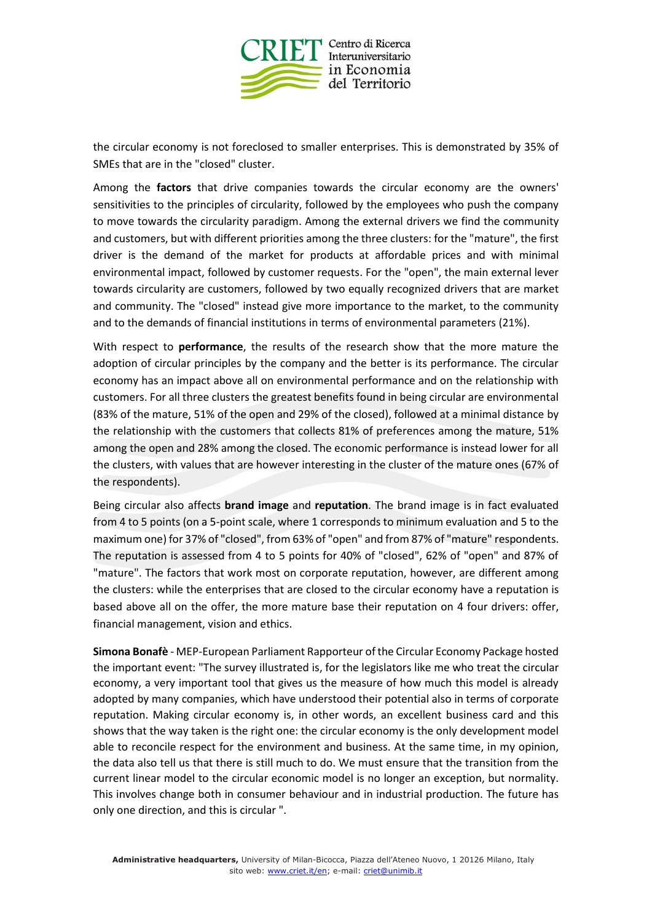the circular economy is not foreclosed to smaller enterprises. This is demonstrated by 35% of SMEs that are in the "closed" cluster.

Among the **factors** that drive companies towards the circular economy are the owners' sensitivities to the principles of circularity, followed by the employees who push the company to move towards the circularity paradigm. Among the external drivers we find the community and customers, but with different priorities among the three clusters: for the "mature", the first driver is the demand of the market for products at affordable prices and with minimal environmental impact, followed by customer requests. For the "open", the main external lever towards circularity are customers, followed by two equally recognized drivers that are market and community. The "closed" instead give more importance to the market, to the community and to the demands of financial institutions in terms of environmental parameters (21%).

With respect to **performance**, the results of the research show that the more mature the adoption of circular principles by the company and the better is its performance. The circular economy has an impact above all on environmental performance and on the relationship with customers. For all three clusters the greatest benefits found in being circular are environmental (83% of the mature, 51% of the open and 29% of the closed), followed at a minimal distance by the relationship with the customers that collects 81% of preferences among the mature, 51% among the open and 28% among the closed. The economic performance is instead lower for all the clusters, with values that are however interesting in the cluster of the mature ones (67% of the respondents).

Being circular also affects **brand image** and **reputation**. The brand image is in fact evaluated from 4 to 5 points (on a 5-point scale, where 1 corresponds to minimum evaluation and 5 to the maximum one) for 37% of "closed", from 63% of "open" and from 87% of "mature" respondents. The reputation is assessed from 4 to 5 points for 40% of "closed", 62% of "open" and 87% of "mature". The factors that work most on corporate reputation, however, are different among the clusters: while the enterprises that are closed to the circular economy have a reputation is based above all on the offer, the more mature base their reputation on 4 four drivers: offer, financial management, vision and ethics.

**Simona Bonafè** - MEP-European Parliament Rapporteur of the Circular Economy Package hosted the important event: "The survey illustrated is, for the legislators like me who treat the circular economy, a very important tool that gives us the measure of how much this model is already adopted by many companies, which have understood their potential also in terms of corporate reputation. Making circular economy is, in other words, an excellent business card and this shows that the way taken is the right one: the circular economy is the only development model able to reconcile respect for the environment and business. At the same time, in my opinion, the data also tell us that there is still much to do. We must ensure that the transition from the current linear model to the circular economic model is no longer an exception, but normality. This involves change both in consumer behaviour and in industrial production. The future has only one direction, and this is circular ".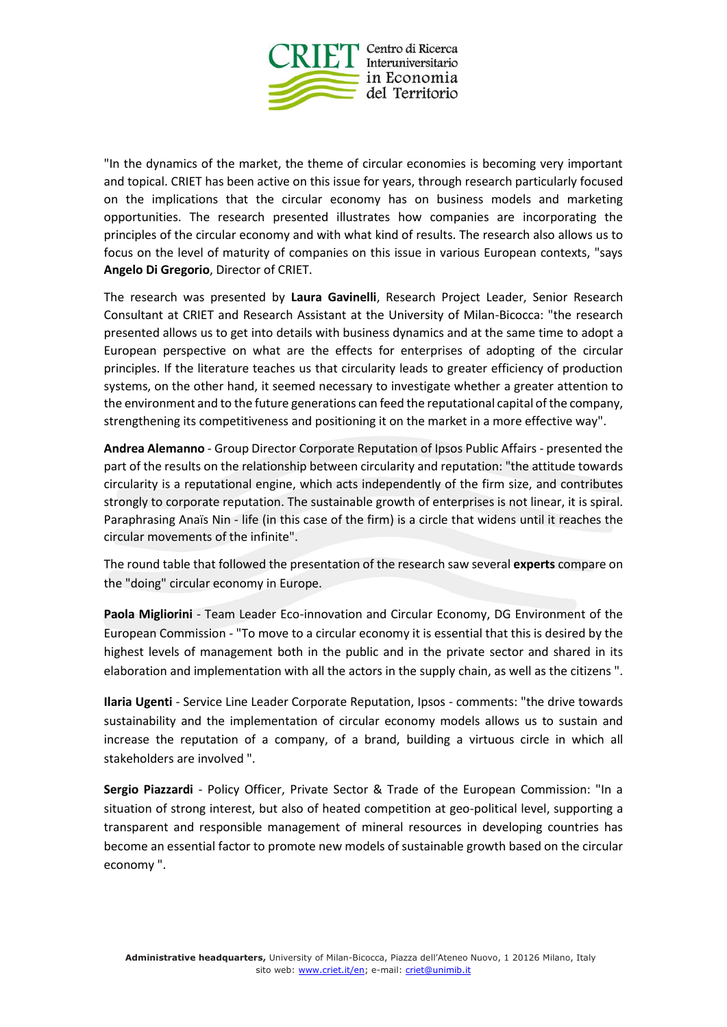"In the dynamics of the market, the theme of circular economies is becoming very important and topical. CRIET has been active on this issue for years, through research particularly focused on the implications that the circular economy has on business models and marketing opportunities. The research presented illustrates how companies are incorporating the principles of the circular economy and with what kind of results. The research also allows us to focus on the level of maturity of companies on this issue in various European contexts, "says **Angelo Di Gregorio**, Director of CRIET.

The research was presented by **Laura Gavinelli**, Research Project Leader, Senior Research Consultant at CRIET and Research Assistant at the University of Milan-Bicocca: "the research presented allows us to get into details with business dynamics and at the same time to adopt a European perspective on what are the effects for enterprises of adopting of the circular principles. If the literature teaches us that circularity leads to greater efficiency of production systems, on the other hand, it seemed necessary to investigate whether a greater attention to the environment and to the future generations can feed the reputational capital of the company, strengthening its competitiveness and positioning it on the market in a more effective way".

**Andrea Alemanno** - Group Director Corporate Reputation of Ipsos Public Affairs - presented the part of the results on the relationship between circularity and reputation: "the attitude towards circularity is a reputational engine, which acts independently of the firm size, and contributes strongly to corporate reputation. The sustainable growth of enterprises is not linear, it is spiral. Paraphrasing Anaïs Nin - life (in this case of the firm) is a circle that widens until it reaches the circular movements of the infinite".

The round table that followed the presentation of the research saw several **experts** compare on the "doing" circular economy in Europe.

**Paola Migliorini** - Team Leader Eco-innovation and Circular Economy, DG Environment of the European Commission - "To move to a circular economy it is essential that this is desired by the highest levels of management both in the public and in the private sector and shared in its elaboration and implementation with all the actors in the supply chain, as well as the citizens ".

**Ilaria Ugenti** - Service Line Leader Corporate Reputation, Ipsos - comments: "the drive towards sustainability and the implementation of circular economy models allows us to sustain and increase the reputation of a company, of a brand, building a virtuous circle in which all stakeholders are involved ".

**Sergio Piazzardi** - Policy Officer, Private Sector & Trade of the European Commission: "In a situation of strong interest, but also of heated competition at geo-political level, supporting a transparent and responsible management of mineral resources in developing countries has become an essential factor to promote new models of sustainable growth based on the circular economy ".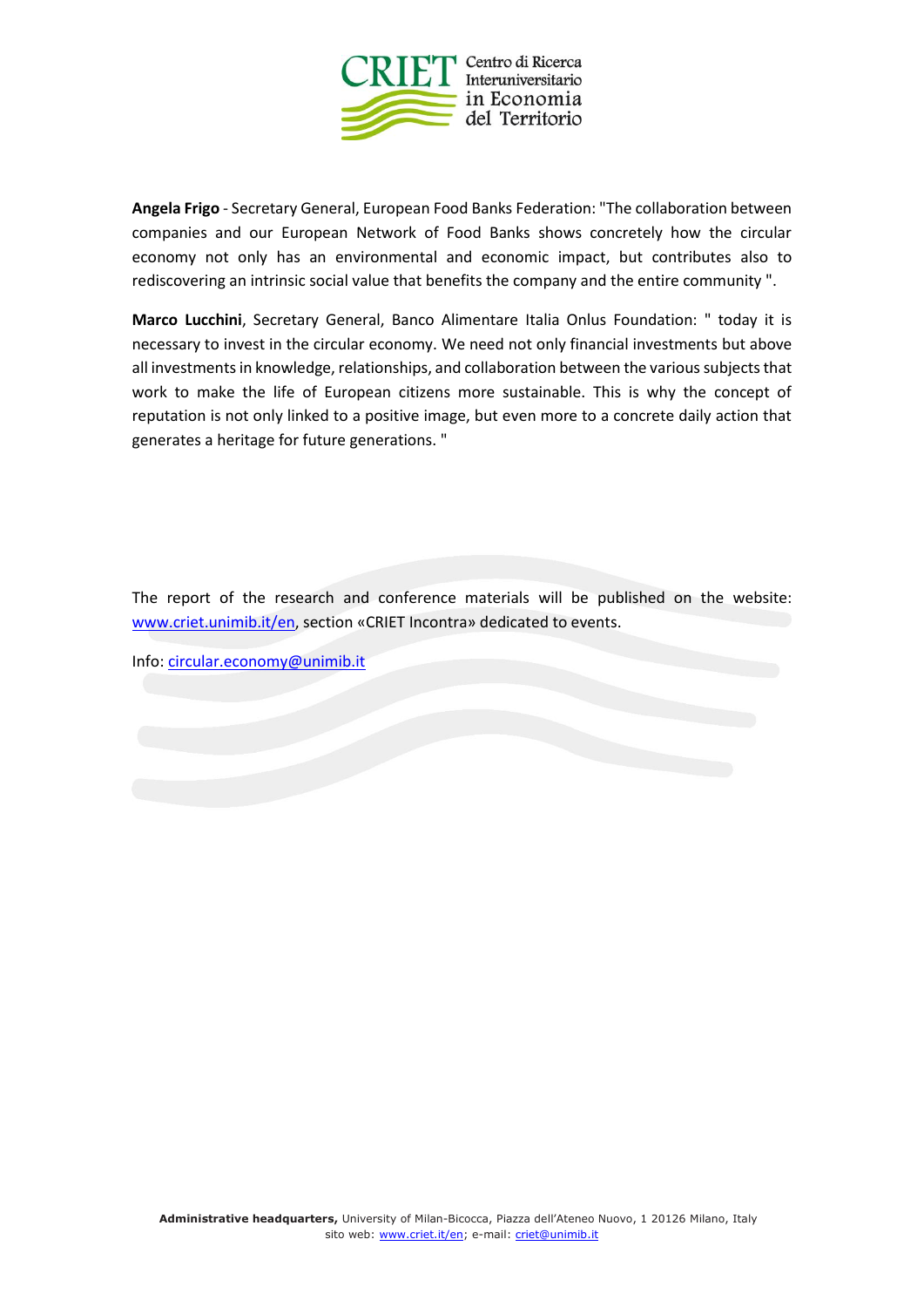**Angela Frigo** - Secretary General, European Food Banks Federation: "The collaboration between companies and our European Network of Food Banks shows concretely how the circular economy not only has an environmental and economic impact, but contributes also to rediscovering an intrinsic social value that benefits the company and the entire community ".

**Marco Lucchini**, Secretary General, Banco Alimentare Italia Onlus Foundation: " today it is necessary to invest in the circular economy. We need not only financial investments but above all investments in knowledge, relationships, and collaboration between the various subjects that work to make the life of European citizens more sustainable. This is why the concept of reputation is not only linked to a positive image, but even more to a concrete daily action that generates a heritage for future generations. "

The report of the research and conference materials will be published on the website: www.criet.unimib.it/en, section «CRIET Incontra» dedicated to events.

Info: circular.economy@unimib.it

**Administrative headquarters,** University of Milan-Bicocca, Piazza dell'Ateneo Nuovo, 1 20126 Milano, Italy
sito web: www.criet.it/en; e-mail: criet@unimib.it